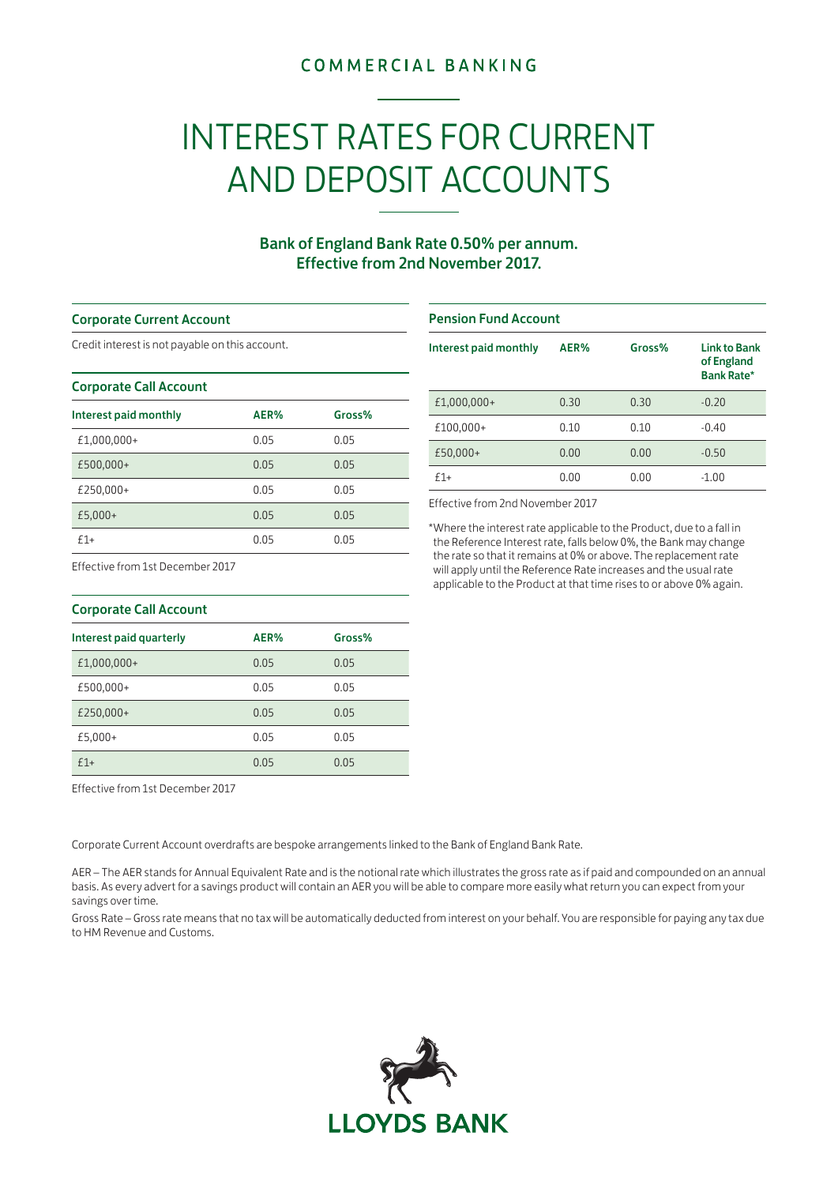COMMERCIAL BANKING

# INTEREST RATES FOR CURRENT AND DEPOSIT ACCOUNTS

**Bank of England Bank Rate 0.50% per annum.**
**Effective from 2nd November 2017.**

### Corporate Current Account

Credit interest is not payable on this account.

### Corporate Call Account

| Interest paid monthly | AER% | Gross% |
|---|---|---|
| £1,000,000+ | 0.05 | 0.05 |
| £500,000+ | 0.05 | 0.05 |
| £250,000+ | 0.05 | 0.05 |
| £5,000+ | 0.05 | 0.05 |
| £1+ | 0.05 | 0.05 |

Effective from 1st December 2017

### Corporate Call Account

| Interest paid quarterly | AER% | Gross% |
|---|---|---|
| £1,000,000+ | 0.05 | 0.05 |
| £500,000+ | 0.05 | 0.05 |
| £250,000+ | 0.05 | 0.05 |
| £5,000+ | 0.05 | 0.05 |
| £1+ | 0.05 | 0.05 |

Effective from 1st December 2017

### Pension Fund Account

| Interest paid monthly | AER% | Gross% | Link to Bank of England Bank Rate* |
|---|---|---|---|
| £1,000,000+ | 0.30 | 0.30 | -0.20 |
| £100,000+ | 0.10 | 0.10 | -0.40 |
| £50,000+ | 0.00 | 0.00 | -0.50 |
| £1+ | 0.00 | 0.00 | -1.00 |

Effective from 2nd November 2017

*Where the interest rate applicable to the Product, due to a fall in the Reference Interest rate, falls below 0%, the Bank may change the rate so that it remains at 0% or above. The replacement rate will apply until the Reference Rate increases and the usual rate applicable to the Product at that time rises to or above 0% again.

Corporate Current Account overdrafts are bespoke arrangements linked to the Bank of England Bank Rate.

AER – The AER stands for Annual Equivalent Rate and is the notional rate which illustrates the gross rate as if paid and compounded on an annual basis. As every advert for a savings product will contain an AER you will be able to compare more easily what return you can expect from your savings over time.

Gross Rate – Gross rate means that no tax will be automatically deducted from interest on your behalf. You are responsible for paying any tax due to HM Revenue and Customs.

LLOYDS BANK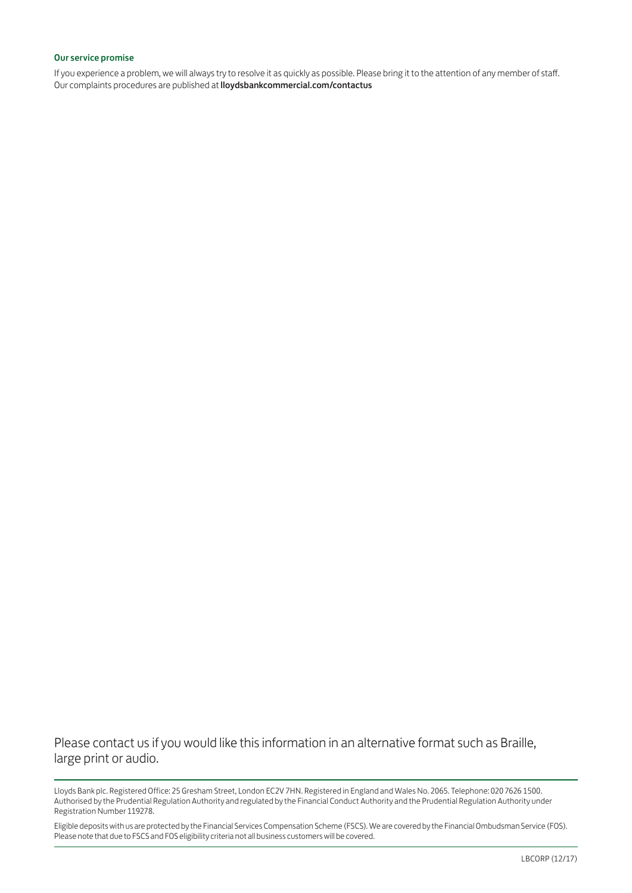### Our service promise

If you experience a problem, we will always try to resolve it as quickly as possible. Please bring it to the attention of any member of staff. Our complaints procedures are published at **lloydsbankcommercial.com/contactus**

Please contact us if you would like this information in an alternative format such as Braille, large print or audio.

Lloyds Bank plc. Registered Office: 25 Gresham Street, London EC2V 7HN. Registered in England and Wales No. 2065. Telephone: 020 7626 1500. Authorised by the Prudential Regulation Authority and regulated by the Financial Conduct Authority and the Prudential Regulation Authority under Registration Number 119278.

Eligible deposits with us are protected by the Financial Services Compensation Scheme (FSCS). We are covered by the Financial Ombudsman Service (FOS). Please note that due to FSCS and FOS eligibility criteria not all business customers will be covered.

LBCORP (12/17)